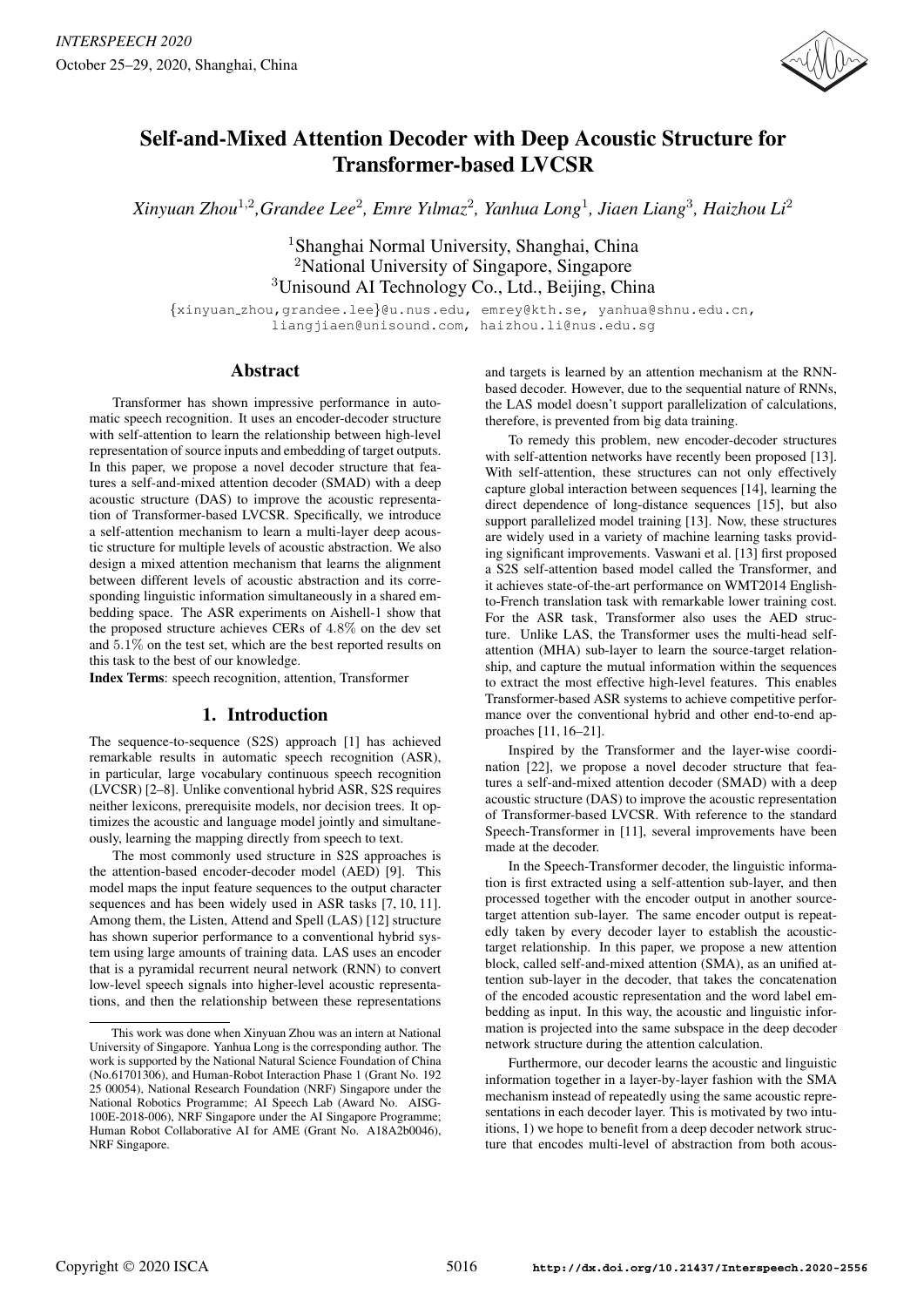# Self-and-Mixed Attention Decoder with Deep Acoustic Structure for Transformer-based LVCSR

*Xinyuan Zhou[1,2], Grandee Lee[2], Emre Yılmaz[2], Yanhua Long[1], Jiaen Liang[3], Haizhou Li[2]*

[1]Shanghai Normal University, Shanghai, China
[2]National University of Singapore, Singapore
[3]Unisound AI Technology Co., Ltd., Beijing, China

{xinyuan_zhou,grandee.lee}@u.nus.edu, emrey@kth.se, yanhua@shnu.edu.cn, liangjiaen@unisound.com, haizhou.li@nus.edu.sg

## Abstract

Transformer has shown impressive performance in automatic speech recognition. It uses an encoder-decoder structure with self-attention to learn the relationship between high-level representation of source inputs and embedding of target outputs. In this paper, we propose a novel decoder structure that features a self-and-mixed attention decoder (SMAD) with a deep acoustic structure (DAS) to improve the acoustic representation of Transformer-based LVCSR. Specifically, we introduce a self-attention mechanism to learn a multi-layer deep acoustic structure for multiple levels of acoustic abstraction. We also design a mixed attention mechanism that learns the alignment between different levels of acoustic abstraction and its corresponding linguistic information simultaneously in a shared embedding space. The ASR experiments on Aishell-1 show that the proposed structure achieves CERs of 4.8% on the dev set and 5.1% on the test set, which are the best reported results on this task to the best of our knowledge.

**Index Terms**: speech recognition, attention, Transformer

## 1. Introduction

The sequence-to-sequence (S2S) approach [1] has achieved remarkable results in automatic speech recognition (ASR), in particular, large vocabulary continuous speech recognition (LVCSR) [2–8]. Unlike conventional hybrid ASR, S2S requires neither lexicons, prerequisite models, nor decision trees. It optimizes the acoustic and language model jointly and simultaneously, learning the mapping directly from speech to text.

The most commonly used structure in S2S approaches is the attention-based encoder-decoder model (AED) [9]. This model maps the input feature sequences to the output character sequences and has been widely used in ASR tasks [7, 10, 11]. Among them, the Listen, Attend and Spell (LAS) [12] structure has shown superior performance to a conventional hybrid system using large amounts of training data. LAS uses an encoder that is a pyramidal recurrent neural network (RNN) to convert low-level speech signals into higher-level acoustic representations, and then the relationship between these representations and targets is learned by an attention mechanism at the RNN-based decoder. However, due to the sequential nature of RNNs, the LAS model doesn't support parallelization of calculations, therefore, is prevented from big data training.

To remedy this problem, new encoder-decoder structures with self-attention networks have recently been proposed [13]. With self-attention, these structures can not only effectively capture global interaction between sequences [14], learning the direct dependence of long-distance sequences [15], but also support parallelized model training [13]. Now, these structures are widely used in a variety of machine learning tasks providing significant improvements. Vaswani et al. [13] first proposed a S2S self-attention based model called the Transformer, and it achieves state-of-the-art performance on WMT2014 English-to-French translation task with remarkable lower training cost. For the ASR task, Transformer also uses the AED structure. Unlike LAS, the Transformer uses the multi-head self-attention (MHA) sub-layer to learn the source-target relationship, and capture the mutual information within the sequences to extract the most effective high-level features. This enables Transformer-based ASR systems to achieve competitive performance over the conventional hybrid and other end-to-end approaches [11, 16–21].

Inspired by the Transformer and the layer-wise coordination [22], we propose a novel decoder structure that features a self-and-mixed attention decoder (SMAD) with a deep acoustic structure (DAS) to improve the acoustic representation of Transformer-based LVCSR. With reference to the standard Speech-Transformer in [11], several improvements have been made at the decoder.

In the Speech-Transformer decoder, the linguistic information is first extracted using a self-attention sub-layer, and then processed together with the encoder output in another source-target attention sub-layer. The same encoder output is repeatedly taken by every decoder layer to establish the acoustic-target relationship. In this paper, we propose a new attention block, called self-and-mixed attention (SMA), as an unified attention sub-layer in the decoder, that takes the concatenation of the encoded acoustic representation and the word label embedding as input. In this way, the acoustic and linguistic information is projected into the same subspace in the deep decoder network structure during the attention calculation.

Furthermore, our decoder learns the acoustic and linguistic information together in a layer-by-layer fashion with the SMA mechanism instead of repeatedly using the same acoustic representations in each decoder layer. This is motivated by two intuitions, 1) we hope to benefit from a deep decoder network structure that encodes multi-level of abstraction from both acous-

This work was done when Xinyuan Zhou was an intern at National University of Singapore. Yanhua Long is the corresponding author. The work is supported by the National Natural Science Foundation of China (No.61701306), and Human-Robot Interaction Phase 1 (Grant No. 192 25 00054), National Research Foundation (NRF) Singapore under the National Robotics Programme; AI Speech Lab (Award No. AISG-100E-2018-006), NRF Singapore under the AI Singapore Programme; Human Robot Collaborative AI for AME (Grant No. A18A2b0046), NRF Singapore.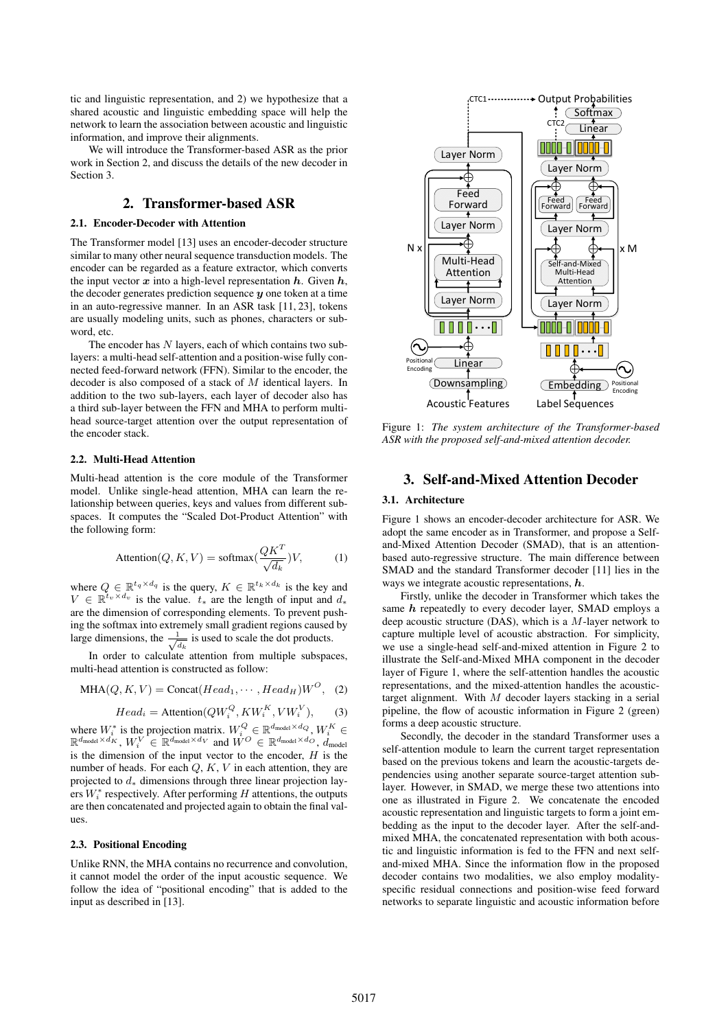tic and linguistic representation, and 2) we hypothesize that a shared acoustic and linguistic embedding space will help the network to learn the association between acoustic and linguistic information, and improve their alignments.

We will introduce the Transformer-based ASR as the prior work in Section 2, and discuss the details of the new decoder in Section 3.

## 2. Transformer-based ASR

### 2.1. Encoder-Decoder with Attention

The Transformer model [13] uses an encoder-decoder structure similar to many other neural sequence transduction models. The encoder can be regarded as a feature extractor, which converts the input vector $\boldsymbol{x}$ into a high-level representation $\boldsymbol{h}$. Given $\boldsymbol{h}$, the decoder generates prediction sequence $\boldsymbol{y}$ one token at a time in an auto-regressive manner. In an ASR task [11, 23], tokens are usually modeling units, such as phones, characters or sub-word, etc.

The encoder has $N$ layers, each of which contains two sub-layers: a multi-head self-attention and a position-wise fully connected feed-forward network (FFN). Similar to the encoder, the decoder is also composed of a stack of $M$ identical layers. In addition to the two sub-layers, each layer of decoder also has a third sub-layer between the FFN and MHA to perform multi-head source-target attention over the output representation of the encoder stack.

### 2.2. Multi-Head Attention

Multi-head attention is the core module of the Transformer model. Unlike single-head attention, MHA can learn the relationship between queries, keys and values from different subspaces. It computes the "Scaled Dot-Product Attention" with the following form:

$$\text{Attention}(Q, K, V) = \text{softmax}(\frac{QK^T}{\sqrt{d_k}})V, \tag{1}$$

where $Q \in \mathbb{R}^{t_q \times d_q}$ is the query, $K \in \mathbb{R}^{t_k \times d_k}$ is the key and $V \in \mathbb{R}^{t_v \times d_v}$ is the value. $t_*$ are the length of input and $d_*$ are the dimension of corresponding elements. To prevent pushing the softmax into extremely small gradient regions caused by large dimensions, the $\frac{1}{\sqrt{d_k}}$ is used to scale the dot products.

In order to calculate attention from multiple subspaces, multi-head attention is constructed as follow:

$$\text{MHA}(Q, K, V) = \text{Concat}(Head_1, \cdots, Head_H)W^O, \tag{2}$$

$$Head_i = \text{Attention}(QW_i^Q, KW_i^K, VW_i^V), \tag{3}$$

where $W_i^*$ is the projection matrix. $W_i^Q \in \mathbb{R}^{d_{\text{model}} \times d_Q}$, $W_i^K \in \mathbb{R}^{d_{\text{model}} \times d_K}$, $W_i^V \in \mathbb{R}^{d_{\text{model}} \times d_V}$ and $W^O \in \mathbb{R}^{d_{\text{model}} \times d_O}$, $d_{\text{model}}$ is the dimension of the input vector to the encoder, $H$ is the number of heads. For each $Q$, $K$, $V$ in each attention, they are projected to $d_*$ dimensions through three linear projection layers $W_i^*$ respectively. After performing $H$ attentions, the outputs are then concatenated and projected again to obtain the final values.

### 2.3. Positional Encoding

Unlike RNN, the MHA contains no recurrence and convolution, it cannot model the order of the input acoustic sequence. We follow the idea of "positional encoding" that is added to the input as described in [13].

Figure 1: *The system architecture of the Transformer-based ASR with the proposed self-and-mixed attention decoder.*

## 3. Self-and-Mixed Attention Decoder

### 3.1. Architecture

Figure 1 shows an encoder-decoder architecture for ASR. We adopt the same encoder as in Transformer, and propose a Self-and-Mixed Attention Decoder (SMAD), that is an attention-based auto-regressive structure. The main difference between SMAD and the standard Transformer decoder [11] lies in the ways we integrate acoustic representations, $\boldsymbol{h}$.

Firstly, unlike the decoder in Transformer which takes the same $\boldsymbol{h}$ repeatedly to every decoder layer, SMAD employs a deep acoustic structure (DAS), which is a $M$-layer network to capture multiple level of acoustic abstraction. For simplicity, we use a single-head self-and-mixed attention in Figure 2 to illustrate the Self-and-Mixed MHA component in the decoder layer of Figure 1, where the self-attention handles the acoustic representations, and the mixed-attention handles the acoustic-target alignment. With $M$ decoder layers stacking in a serial pipeline, the flow of acoustic information in Figure 2 (green) forms a deep acoustic structure.

Secondly, the decoder in the standard Transformer uses a self-attention module to learn the current target representation based on the previous tokens and learn the acoustic-targets dependencies using another separate source-target attention sub-layer. However, in SMAD, we merge these two attentions into one as illustrated in Figure 2. We concatenate the encoded acoustic representation and linguistic targets to form a joint embedding as the input to the decoder layer. After the self-and-mixed MHA, the concatenated representation with both acoustic and linguistic information is fed to the FFN and next self-and-mixed MHA. Since the information flow in the proposed decoder contains two modalities, we also employ modality-specific residual connections and position-wise feed forward networks to separate linguistic and acoustic information before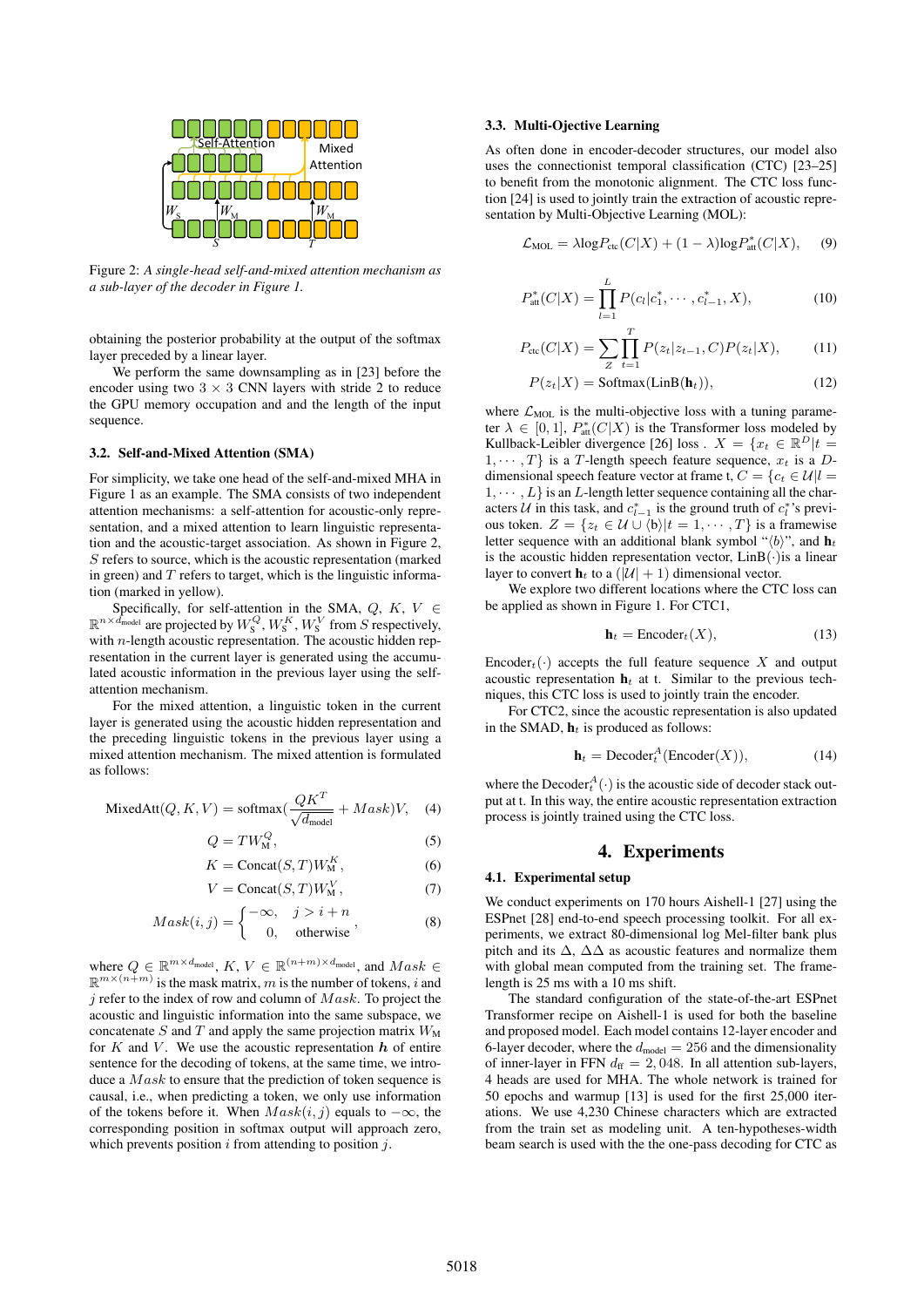Figure 2: *A single-head self-and-mixed attention mechanism as a sub-layer of the decoder in Figure 1.*

obtaining the posterior probability at the output of the softmax layer preceded by a linear layer.

We perform the same downsampling as in [23] before the encoder using two $3 \times 3$ CNN layers with stride 2 to reduce the GPU memory occupation and and the length of the input sequence.

### 3.2. Self-and-Mixed Attention (SMA)

For simplicity, we take one head of the self-and-mixed MHA in Figure 1 as an example. The SMA consists of two independent attention mechanisms: a self-attention for acoustic-only representation, and a mixed attention to learn linguistic representation and the acoustic-target association. As shown in Figure 2, $S$ refers to source, which is the acoustic representation (marked in green) and $T$ refers to target, which is the linguistic information (marked in yellow).

Specifically, for self-attention in the SMA, $Q$, $K$, $V \in \mathbb{R}^{n \times d_{\text{model}}}$ are projected by $W_{\text{S}}^{Q}$, $W_{\text{S}}^{K}$, $W_{\text{S}}^{V}$ from $S$ respectively, with $n$-length acoustic representation. The acoustic hidden representation in the current layer is generated using the accumulated acoustic information in the previous layer using the self-attention mechanism.

For the mixed attention, a linguistic token in the current layer is generated using the acoustic hidden representation and the preceding linguistic tokens in the previous layer using a mixed attention mechanism. The mixed attention is formulated as follows:

$$\text{MixedAtt}(Q, K, V) = \text{softmax}\left(\frac{QK^T}{\sqrt{d_{\text{model}}}} + Mask\right)V, \quad (4)$$

$$Q = TW_{\text{M}}^{Q}, \quad (5)$$

$$K = \text{Concat}(S, T)W_{\text{M}}^{K}, \quad (6)$$

$$V = \text{Concat}(S, T)W_{\text{M}}^{V}, \quad (7)$$

$$Mask(i, j) = \begin{cases} -\infty, & j > i + n \\ 0, & \text{otherwise} \end{cases}, \quad (8)$$

where $Q \in \mathbb{R}^{m \times d_{\text{model}}}$, $K$, $V \in \mathbb{R}^{(n+m) \times d_{\text{model}}}$, and $Mask \in \mathbb{R}^{m \times (n+m)}$ is the mask matrix, $m$ is the number of tokens, $i$ and $j$ refer to the index of row and column of $Mask$. To project the acoustic and linguistic information into the same subspace, we concatenate $S$ and $T$ and apply the same projection matrix $W_{\text{M}}$ for $K$ and $V$. We use the acoustic representation $\boldsymbol{h}$ of entire sentence for the decoding of tokens, at the same time, we introduce a $Mask$ to ensure that the prediction of token sequence is causal, i.e., when predicting a token, we only use information of the tokens before it. When $Mask(i, j)$ equals to $-\infty$, the corresponding position in softmax output will approach zero, which prevents position $i$ from attending to position $j$.

### 3.3. Multi-Ojective Learning

As often done in encoder-decoder structures, our model also uses the connectionist temporal classification (CTC) [23–25] to benefit from the monotonic alignment. The CTC loss function [24] is used to jointly train the extraction of acoustic representation by Multi-Objective Learning (MOL):

$$\mathcal{L}_{\text{MOL}} = \lambda \log P_{\text{ctc}}(C|X) + (1 - \lambda) \log P_{\text{att}}^{*}(C|X), \quad (9)$$

$$P_{\text{att}}^{*}(C|X) = \prod_{l=1}^{L} P(c_l | c_1^{*}, \cdots, c_{l-1}^{*}, X), \quad (10)$$

$$P_{\text{ctc}}(C|X) = \sum_{Z} \prod_{t=1}^{T} P(z_t | z_{t-1}, C) P(z_t | X), \quad (11)$$

$$P(z_t | X) = \text{Softmax}(\text{LinB}(\mathbf{h}_t)), \quad (12)$$

where $\mathcal{L}_{\text{MOL}}$ is the multi-objective loss with a tuning parameter $\lambda \in [0, 1]$, $P_{\text{att}}^{*}(C|X)$ is the Transformer loss modeled by Kullback-Leibler divergence [26] loss . $X = \{x_t \in \mathbb{R}^D | t = 1, \cdots, T\}$ is a $T$-length speech feature sequence, $x_t$ is a $D$-dimensional speech feature vector at frame t, $C = \{c_t \in \mathcal{U} | l = 1, \cdots, L\}$ is an $L$-length letter sequence containing all the characters $\mathcal{U}$ in this task, and $c_{l-1}^{*}$ is the ground truth of $c_l^{*}$'s previous token. $Z = \{z_t \in \mathcal{U} \cup \langle \text{b} \rangle | t = 1, \cdots, T\}$ is a framewise letter sequence with an additional blank symbol "$\langle b \rangle$", and $\mathbf{h}_t$ is the acoustic hidden representation vector, $\text{LinB}(\cdot)$is a linear layer to convert $\mathbf{h}_t$ to a $(|\mathcal{U}| + 1)$ dimensional vector.

We explore two different locations where the CTC loss can be applied as shown in Figure 1. For CTC1,

$$\mathbf{h}_t = \text{Encoder}_t(X), \quad (13)$$

$\text{Encoder}_t(\cdot)$ accepts the full feature sequence $X$ and output acoustic representation $\mathbf{h}_t$ at t. Similar to the previous techniques, this CTC loss is used to jointly train the encoder.

For CTC2, since the acoustic representation is also updated in the SMAD, $\mathbf{h}_t$ is produced as follows:

$$\mathbf{h}_t = \text{Decoder}_t^{A}(\text{Encoder}(X)), \quad (14)$$

where the $\text{Decoder}_t^{A}(\cdot)$ is the acoustic side of decoder stack output at t. In this way, the entire acoustic representation extraction process is jointly trained using the CTC loss.

## 4. Experiments

### 4.1. Experimental setup

We conduct experiments on 170 hours Aishell-1 [27] using the ESPnet [28] end-to-end speech processing toolkit. For all experiments, we extract 80-dimensional log Mel-filter bank plus pitch and its $\Delta$, $\Delta\Delta$ as acoustic features and normalize them with global mean computed from the training set. The frame-length is 25 ms with a 10 ms shift.

The standard configuration of the state-of-the-art ESPnet Transformer recipe on Aishell-1 is used for both the baseline and proposed model. Each model contains 12-layer encoder and 6-layer decoder, where the $d_{\text{model}} = 256$ and the dimensionality of inner-layer in FFN $d_{\text{ff}} = 2,048$. In all attention sub-layers, 4 heads are used for MHA. The whole network is trained for 50 epochs and warmup [13] is used for the first 25,000 iterations. We use 4,230 Chinese characters which are extracted from the train set as modeling unit. A ten-hypotheses-width beam search is used with the the one-pass decoding for CTC as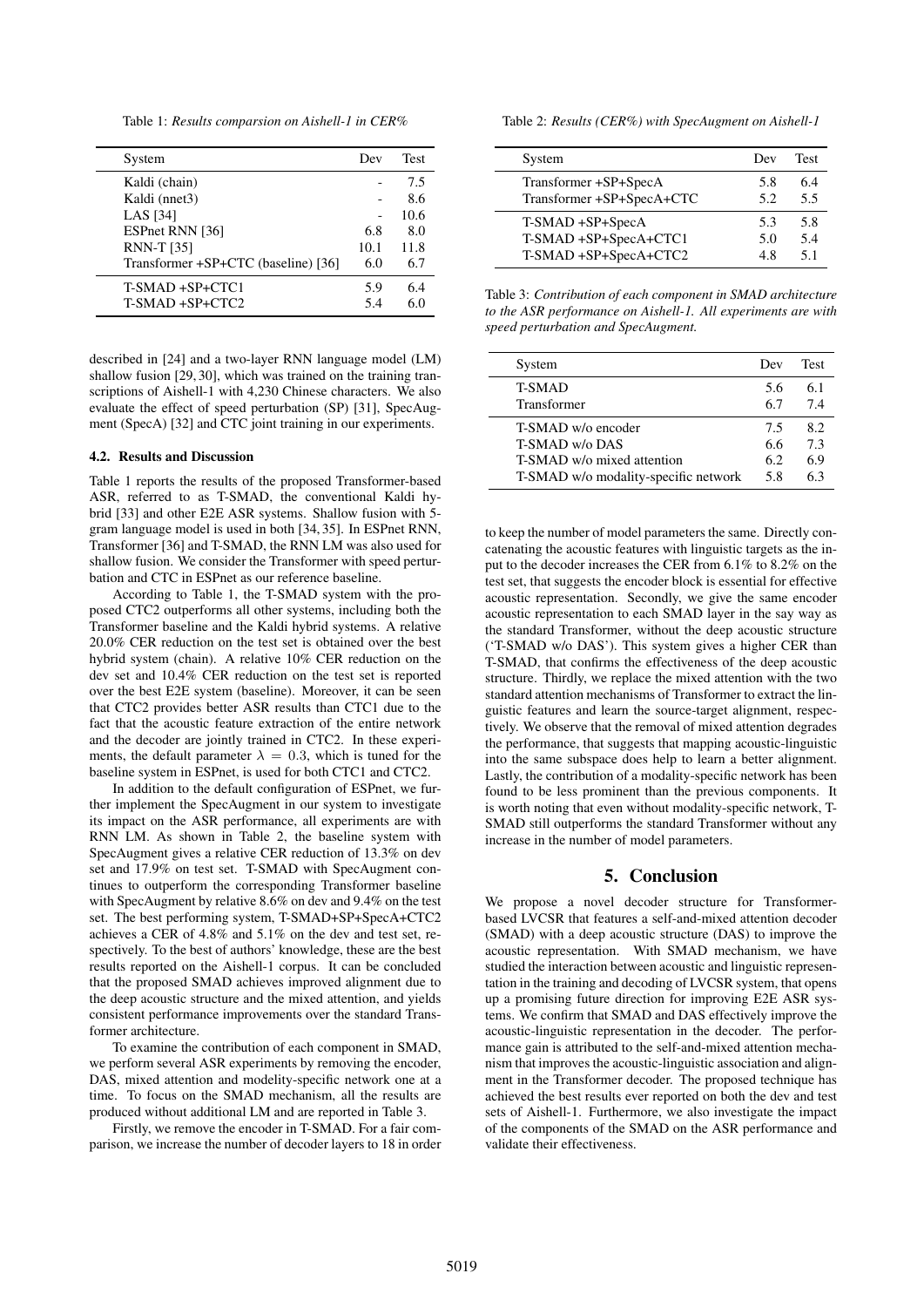Table 1: *Results comparsion on Aishell-1 in CER%*

| System | Dev | Test |
|---|---|---|
| Kaldi (chain) | - | 7.5 |
| Kaldi (nnet3) | - | 8.6 |
| LAS [34] | - | 10.6 |
| ESPnet RNN [36] | 6.8 | 8.0 |
| RNN-T [35] | 10.1 | 11.8 |
| Transformer +SP+CTC (baseline) [36] | 6.0 | 6.7 |
| T-SMAD +SP+CTC1 | 5.9 | 6.4 |
| T-SMAD +SP+CTC2 | 5.4 | 6.0 |

described in [24] and a two-layer RNN language model (LM) shallow fusion [29, 30], which was trained on the training transcriptions of Aishell-1 with 4,230 Chinese characters. We also evaluate the effect of speed perturbation (SP) [31], SpecAugment (SpecA) [32] and CTC joint training in our experiments.

### 4.2. Results and Discussion

Table 1 reports the results of the proposed Transformer-based ASR, referred to as T-SMAD, the conventional Kaldi hybrid [33] and other E2E ASR systems. Shallow fusion with 5-gram language model is used in both [34, 35]. In ESPnet RNN, Transformer [36] and T-SMAD, the RNN LM was also used for shallow fusion. We consider the Transformer with speed perturbation and CTC in ESPnet as our reference baseline.

According to Table 1, the T-SMAD system with the proposed CTC2 outperforms all other systems, including both the Transformer baseline and the Kaldi hybrid systems. A relative 20.0% CER reduction on the test set is obtained over the best hybrid system (chain). A relative 10% CER reduction on the dev set and 10.4% CER reduction on the test set is reported over the best E2E system (baseline). Moreover, it can be seen that CTC2 provides better ASR results than CTC1 due to the fact that the acoustic feature extraction of the entire network and the decoder are jointly trained in CTC2. In these experiments, the default parameter $\lambda = 0.3$, which is tuned for the baseline system in ESPnet, is used for both CTC1 and CTC2.

In addition to the default configuration of ESPnet, we further implement the SpecAugment in our system to investigate its impact on the ASR performance, all experiments are with RNN LM. As shown in Table 2, the baseline system with SpecAugment gives a relative CER reduction of 13.3% on dev set and 17.9% on test set. T-SMAD with SpecAugment continues to outperform the corresponding Transformer baseline with SpecAugment by relative 8.6% on dev and 9.4% on the test set. The best performing system, T-SMAD+SP+SpecA+CTC2 achieves a CER of 4.8% and 5.1% on the dev and test set, respectively. To the best of authors' knowledge, these are the best results reported on the Aishell-1 corpus. It can be concluded that the proposed SMAD achieves improved alignment due to the deep acoustic structure and the mixed attention, and yields consistent performance improvements over the standard Transformer architecture.

To examine the contribution of each component in SMAD, we perform several ASR experiments by removing the encoder, DAS, mixed attention and modelity-specific network one at a time. To focus on the SMAD mechanism, all the results are produced without additional LM and are reported in Table 3.

Firstly, we remove the encoder in T-SMAD. For a fair comparison, we increase the number of decoder layers to 18 in order

Table 2: *Results (CER%) with SpecAugment on Aishell-1*

| System | Dev | Test |
|---|---|---|
| Transformer +SP+SpecA | 5.8 | 6.4 |
| Transformer +SP+SpecA+CTC | 5.2 | 5.5 |
| T-SMAD +SP+SpecA | 5.3 | 5.8 |
| T-SMAD +SP+SpecA+CTC1 | 5.0 | 5.4 |
| T-SMAD +SP+SpecA+CTC2 | 4.8 | 5.1 |

Table 3: *Contribution of each component in SMAD architecture to the ASR performance on Aishell-1. All experiments are with speed perturbation and SpecAugment.*

| System | Dev | Test |
|---|---|---|
| T-SMAD | 5.6 | 6.1 |
| Transformer | 6.7 | 7.4 |
| T-SMAD w/o encoder | 7.5 | 8.2 |
| T-SMAD w/o DAS | 6.6 | 7.3 |
| T-SMAD w/o mixed attention | 6.2 | 6.9 |
| T-SMAD w/o modality-specific network | 5.8 | 6.3 |

to keep the number of model parameters the same. Directly concatenating the acoustic features with linguistic targets as the input to the decoder increases the CER from 6.1% to 8.2% on the test set, that suggests the encoder block is essential for effective acoustic representation. Secondly, we give the same encoder acoustic representation to each SMAD layer in the say way as the standard Transformer, without the deep acoustic structure ('T-SMAD w/o DAS'). This system gives a higher CER than T-SMAD, that confirms the effectiveness of the deep acoustic structure. Thirdly, we replace the mixed attention with the two standard attention mechanisms of Transformer to extract the linguistic features and learn the source-target alignment, respectively. We observe that the removal of mixed attention degrades the performance, that suggests that mapping acoustic-linguistic into the same subspace does help to learn a better alignment. Lastly, the contribution of a modality-specific network has been found to be less prominent than the previous components. It is worth noting that even without modality-specific network, T-SMAD still outperforms the standard Transformer without any increase in the number of model parameters.

## 5. Conclusion

We propose a novel decoder structure for Transformer-based LVCSR that features a self-and-mixed attention decoder (SMAD) with a deep acoustic structure (DAS) to improve the acoustic representation. With SMAD mechanism, we have studied the interaction between acoustic and linguistic representation in the training and decoding of LVCSR system, that opens up a promising future direction for improving E2E ASR systems. We confirm that SMAD and DAS effectively improve the acoustic-linguistic representation in the decoder. The performance gain is attributed to the self-and-mixed attention mechanism that improves the acoustic-linguistic association and alignment in the Transformer decoder. The proposed technique has achieved the best results ever reported on both the dev and test sets of Aishell-1. Furthermore, we also investigate the impact of the components of the SMAD on the ASR performance and validate their effectiveness.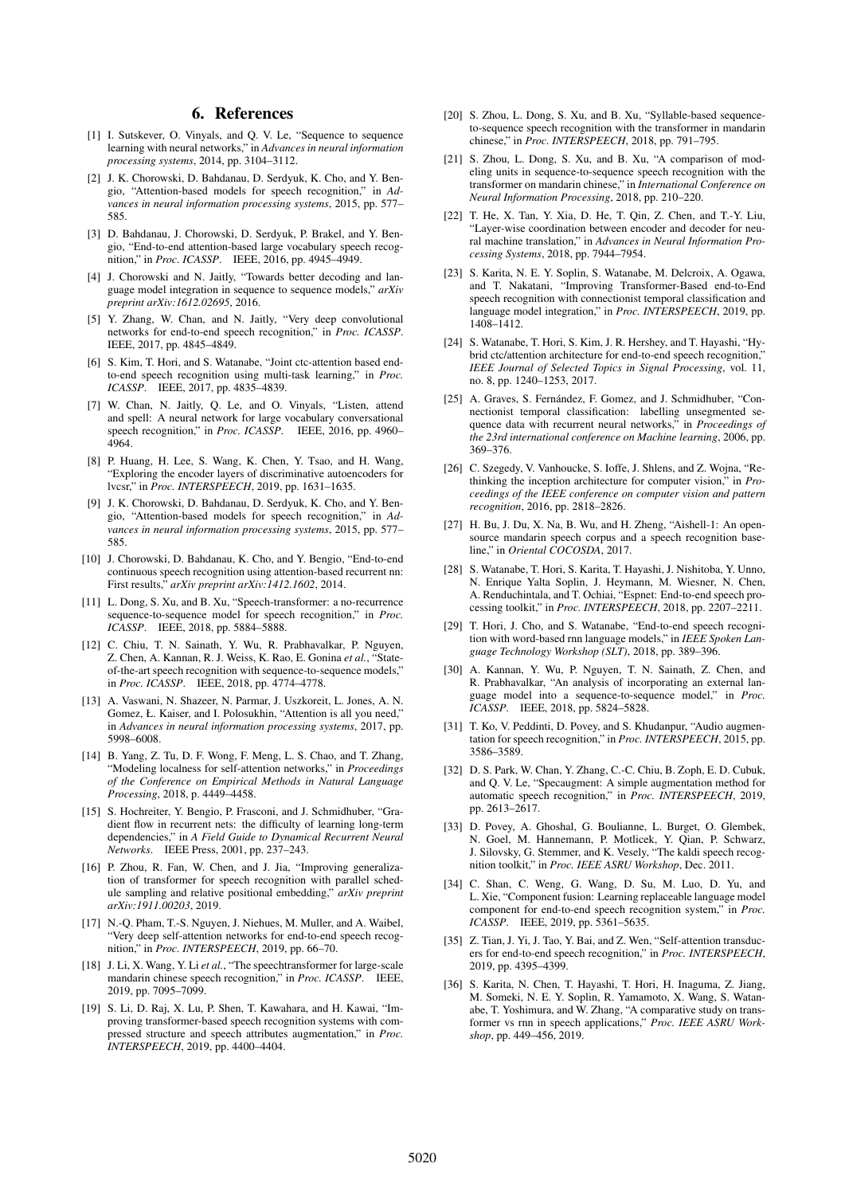## 6. References

[1] I. Sutskever, O. Vinyals, and Q. V. Le, "Sequence to sequence learning with neural networks," in *Advances in neural information processing systems*, 2014, pp. 3104–3112.

[2] J. K. Chorowski, D. Bahdanau, D. Serdyuk, K. Cho, and Y. Bengio, "Attention-based models for speech recognition," in *Advances in neural information processing systems*, 2015, pp. 577–585.

[3] D. Bahdanau, J. Chorowski, D. Serdyuk, P. Brakel, and Y. Bengio, "End-to-end attention-based large vocabulary speech recognition," in *Proc. ICASSP*. IEEE, 2016, pp. 4945–4949.

[4] J. Chorowski and N. Jaitly, "Towards better decoding and language model integration in sequence to sequence models," *arXiv preprint arXiv:1612.02695*, 2016.

[5] Y. Zhang, W. Chan, and N. Jaitly, "Very deep convolutional networks for end-to-end speech recognition," in *Proc. ICASSP*. IEEE, 2017, pp. 4845–4849.

[6] S. Kim, T. Hori, and S. Watanabe, "Joint ctc-attention based end-to-end speech recognition using multi-task learning," in *Proc. ICASSP*. IEEE, 2017, pp. 4835–4839.

[7] W. Chan, N. Jaitly, Q. Le, and O. Vinyals, "Listen, attend and spell: A neural network for large vocabulary conversational speech recognition," in *Proc. ICASSP*. IEEE, 2016, pp. 4960–4964.

[8] P. Huang, H. Lee, S. Wang, K. Chen, Y. Tsao, and H. Wang, "Exploring the encoder layers of discriminative autoencoders for lvcsr," in *Proc. INTERSPEECH*, 2019, pp. 1631–1635.

[9] J. K. Chorowski, D. Bahdanau, D. Serdyuk, K. Cho, and Y. Bengio, "Attention-based models for speech recognition," in *Advances in neural information processing systems*, 2015, pp. 577–585.

[10] J. Chorowski, D. Bahdanau, K. Cho, and Y. Bengio, "End-to-end continuous speech recognition using attention-based recurrent nn: First results," *arXiv preprint arXiv:1412.1602*, 2014.

[11] L. Dong, S. Xu, and B. Xu, "Speech-transformer: a no-recurrence sequence-to-sequence model for speech recognition," in *Proc. ICASSP*. IEEE, 2018, pp. 5884–5888.

[12] C. Chiu, T. N. Sainath, Y. Wu, R. Prabhavalkar, P. Nguyen, Z. Chen, A. Kannan, R. J. Weiss, K. Rao, E. Gonina *et al.*, "State-of-the-art speech recognition with sequence-to-sequence models," in *Proc. ICASSP*. IEEE, 2018, pp. 4774–4778.

[13] A. Vaswani, N. Shazeer, N. Parmar, J. Uszkoreit, L. Jones, A. N. Gomez, Ł. Kaiser, and I. Polosukhin, "Attention is all you need," in *Advances in neural information processing systems*, 2017, pp. 5998–6008.

[14] B. Yang, Z. Tu, D. F. Wong, F. Meng, L. S. Chao, and T. Zhang, "Modeling localness for self-attention networks," in *Proceedings of the Conference on Empirical Methods in Natural Language Processing*, 2018, p. 4449–4458.

[15] S. Hochreiter, Y. Bengio, P. Frasconi, and J. Schmidhuber, "Gradient flow in recurrent nets: the difficulty of learning long-term dependencies," in *A Field Guide to Dynamical Recurrent Neural Networks*. IEEE Press, 2001, pp. 237–243.

[16] P. Zhou, R. Fan, W. Chen, and J. Jia, "Improving generalization of transformer for speech recognition with parallel schedule sampling and relative positional embedding," *arXiv preprint arXiv:1911.00203*, 2019.

[17] N.-Q. Pham, T.-S. Nguyen, J. Niehues, M. Muller, and A. Waibel, "Very deep self-attention networks for end-to-end speech recognition," in *Proc. INTERSPEECH*, 2019, pp. 66–70.

[18] J. Li, X. Wang, Y. Li *et al.*, "The speechtransformer for large-scale mandarin chinese speech recognition," in *Proc. ICASSP*. IEEE, 2019, pp. 7095–7099.

[19] S. Li, D. Raj, X. Lu, P. Shen, T. Kawahara, and H. Kawai, "Improving transformer-based speech recognition systems with compressed structure and speech attributes augmentation," in *Proc. INTERSPEECH*, 2019, pp. 4400–4404.

[20] S. Zhou, L. Dong, S. Xu, and B. Xu, "Syllable-based sequence-to-sequence speech recognition with the transformer in mandarin chinese," in *Proc. INTERSPEECH*, 2018, pp. 791–795.

[21] S. Zhou, L. Dong, S. Xu, and B. Xu, "A comparison of modeling units in sequence-to-sequence speech recognition with the transformer on mandarin chinese," in *International Conference on Neural Information Processing*, 2018, pp. 210–220.

[22] T. He, X. Tan, Y. Xia, D. He, T. Qin, Z. Chen, and T.-Y. Liu, "Layer-wise coordination between encoder and decoder for neural machine translation," in *Advances in Neural Information Processing Systems*, 2018, pp. 7944–7954.

[23] S. Karita, N. E. Y. Soplin, S. Watanabe, M. Delcroix, A. Ogawa, and T. Nakatani, "Improving Transformer-Based end-to-End speech recognition with connectionist temporal classification and language model integration," in *Proc. INTERSPEECH*, 2019, pp. 1408–1412.

[24] S. Watanabe, T. Hori, S. Kim, J. R. Hershey, and T. Hayashi, "Hybrid ctc/attention architecture for end-to-end speech recognition," *IEEE Journal of Selected Topics in Signal Processing*, vol. 11, no. 8, pp. 1240–1253, 2017.

[25] A. Graves, S. Fernández, F. Gomez, and J. Schmidhuber, "Connectionist temporal classification: labelling unsegmented sequence data with recurrent neural networks," in *Proceedings of the 23rd international conference on Machine learning*, 2006, pp. 369–376.

[26] C. Szegedy, V. Vanhoucke, S. Ioffe, J. Shlens, and Z. Wojna, "Rethinking the inception architecture for computer vision," in *Proceedings of the IEEE conference on computer vision and pattern recognition*, 2016, pp. 2818–2826.

[27] H. Bu, J. Du, X. Na, B. Wu, and H. Zheng, "Aishell-1: An open-source mandarin speech corpus and a speech recognition baseline," in *Oriental COCOSDA*, 2017.

[28] S. Watanabe, T. Hori, S. Karita, T. Hayashi, J. Nishitoba, Y. Unno, N. Enrique Yalta Soplin, J. Heymann, M. Wiesner, N. Chen, A. Renduchintala, and T. Ochiai, "Espnet: End-to-end speech processing toolkit," in *Proc. INTERSPEECH*, 2018, pp. 2207–2211.

[29] T. Hori, J. Cho, and S. Watanabe, "End-to-end speech recognition with word-based rnn language models," in *IEEE Spoken Language Technology Workshop (SLT)*, 2018, pp. 389–396.

[30] A. Kannan, Y. Wu, P. Nguyen, T. N. Sainath, Z. Chen, and R. Prabhavalkar, "An analysis of incorporating an external language model into a sequence-to-sequence model," in *Proc. ICASSP*. IEEE, 2018, pp. 5824–5828.

[31] T. Ko, V. Peddinti, D. Povey, and S. Khudanpur, "Audio augmentation for speech recognition," in *Proc. INTERSPEECH*, 2015, pp. 3586–3589.

[32] D. S. Park, W. Chan, Y. Zhang, C.-C. Chiu, B. Zoph, E. D. Cubuk, and Q. V. Le, "Specaugment: A simple augmentation method for automatic speech recognition," in *Proc. INTERSPEECH*, 2019, pp. 2613–2617.

[33] D. Povey, A. Ghoshal, G. Boulianne, L. Burget, O. Glembek, N. Goel, M. Hannemann, P. Motlicek, Y. Qian, P. Schwarz, J. Silovsky, G. Stemmer, and K. Vesely, "The kaldi speech recognition toolkit," in *Proc. IEEE ASRU Workshop*, Dec. 2011.

[34] C. Shan, C. Weng, G. Wang, D. Su, M. Luo, D. Yu, and L. Xie, "Component fusion: Learning replaceable language model component for end-to-end speech recognition system," in *Proc. ICASSP*. IEEE, 2019, pp. 5361–5635.

[35] Z. Tian, J. Yi, J. Tao, Y. Bai, and Z. Wen, "Self-attention transducers for end-to-end speech recognition," in *Proc. INTERSPEECH*, 2019, pp. 4395–4399.

[36] S. Karita, N. Chen, T. Hayashi, T. Hori, H. Inaguma, Z. Jiang, M. Someki, N. E. Y. Soplin, R. Yamamoto, X. Wang, S. Watanabe, T. Yoshimura, and W. Zhang, "A comparative study on transformer vs rnn in speech applications," *Proc. IEEE ASRU Workshop*, pp. 449–456, 2019.